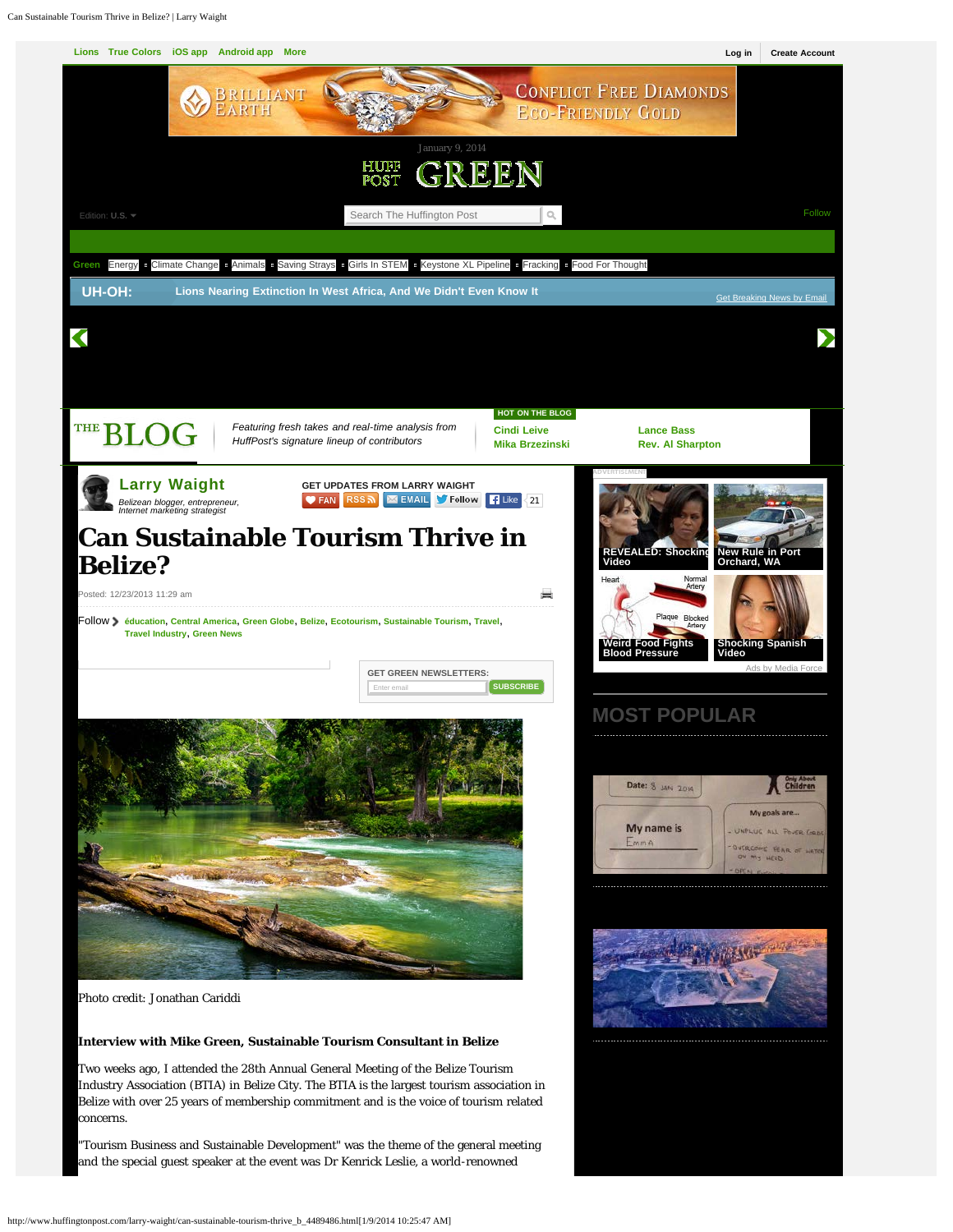# Can Sustainable Tourism Thrive in Belize?

**Larry Waight**

Belizean blogger, entrepreneur, Internet marketing strategist

Posted: 12/23/2013 11:29 am

Follow éducation, Central America, Green Globe, Belize, Ecotourism, Sustainable Tourism, Travel, Travel Industry, Green News

Photo credit: Jonathan Cariddi

**Interview with Mike Green, Sustainable Tourism Consultant in Belize**

Two weeks ago, I attended the 28th Annual General Meeting of the Belize Tourism Industry Association (BTIA) in Belize City. The BTIA is the largest tourism association in Belize with over 25 years of membership commitment and is the voice of tourism related concerns.

"Tourism Business and Sustainable Development" was the theme of the general meeting and the special guest speaker at the event was Dr Kenrick Leslie, a world-renowned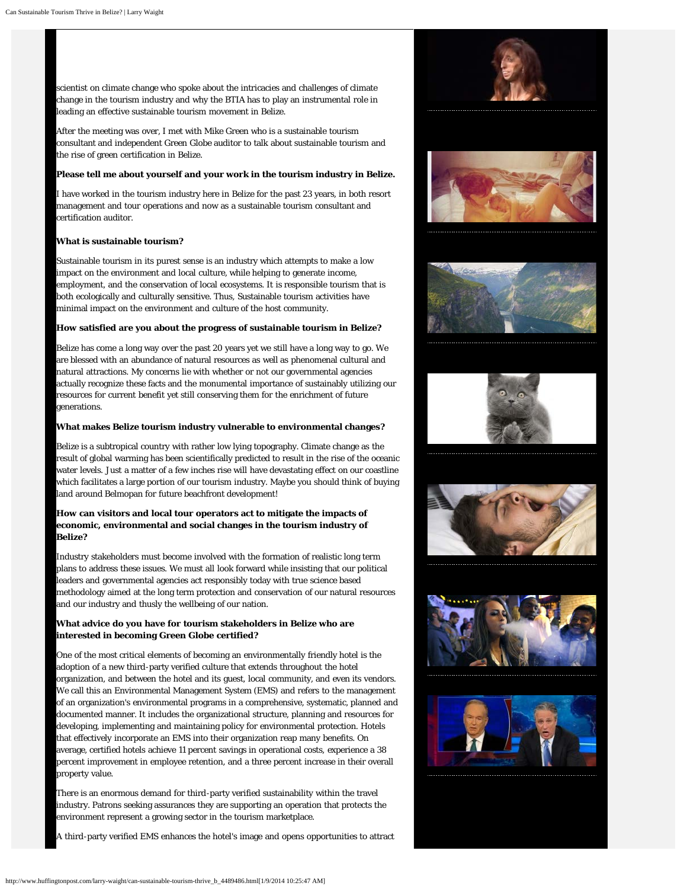scientist on climate change who spoke about the intricacies and challenges of climate change in the tourism industry and why the BTIA has to play an instrumental role in leading an effective sustainable tourism movement in Belize.

After the meeting was over, I met with Mike Green who is a sustainable tourism consultant and independent Green Globe auditor to talk about sustainable tourism and the rise of green certification in Belize.

**Please tell me about yourself and your work in the tourism industry in Belize.**

I have worked in the tourism industry here in Belize for the past 23 years, in both resort management and tour operations and now as a sustainable tourism consultant and certification auditor.

**What is sustainable tourism?**

Sustainable tourism in its purest sense is an industry which attempts to make a low impact on the environment and local culture, while helping to generate income, employment, and the conservation of local ecosystems. It is responsible tourism that is both ecologically and culturally sensitive. Thus, Sustainable tourism activities have minimal impact on the environment and culture of the host community.

**How satisfied are you about the progress of sustainable tourism in Belize?**

Belize has come a long way over the past 20 years yet we still have a long way to go. We are blessed with an abundance of natural resources as well as phenomenal cultural and natural attractions. My concerns lie with whether or not our governmental agencies actually recognize these facts and the monumental importance of sustainably utilizing our resources for current benefit yet still conserving them for the enrichment of future generations.

**What makes Belize tourism industry vulnerable to environmental changes?**

Belize is a subtropical country with rather low lying topography. Climate change as the result of global warming has been scientifically predicted to result in the rise of the oceanic water levels. Just a matter of a few inches rise will have devastating effect on our coastline which facilitates a large portion of our tourism industry. Maybe you should think of buying land around Belmopan for future beachfront development!

**How can visitors and local tour operators act to mitigate the impacts of economic, environmental and social changes in the tourism industry of Belize?**

Industry stakeholders must become involved with the formation of realistic long term plans to address these issues. We must all look forward while insisting that our political leaders and governmental agencies act responsibly today with true science based methodology aimed at the long term protection and conservation of our natural resources and our industry and thusly the wellbeing of our nation.

**What advice do you have for tourism stakeholders in Belize who are interested in becoming Green Globe certified?**

One of the most critical elements of becoming an environmentally friendly hotel is the adoption of a new third-party verified culture that extends throughout the hotel organization, and between the hotel and its guest, local community, and even its vendors. We call this an Environmental Management System (EMS) and refers to the management of an organization's environmental programs in a comprehensive, systematic, planned and documented manner. It includes the organizational structure, planning and resources for developing, implementing and maintaining policy for environmental protection. Hotels that effectively incorporate an EMS into their organization reap many benefits. On average, certified hotels achieve 11 percent savings in operational costs, experience a 38 percent improvement in employee retention, and a three percent increase in their overall property value.

There is an enormous demand for third-party verified sustainability within the travel industry. Patrons seeking assurances they are supporting an operation that protects the environment represent a growing sector in the tourism marketplace.

A third-party verified EMS enhances the hotel's image and opens opportunities to attract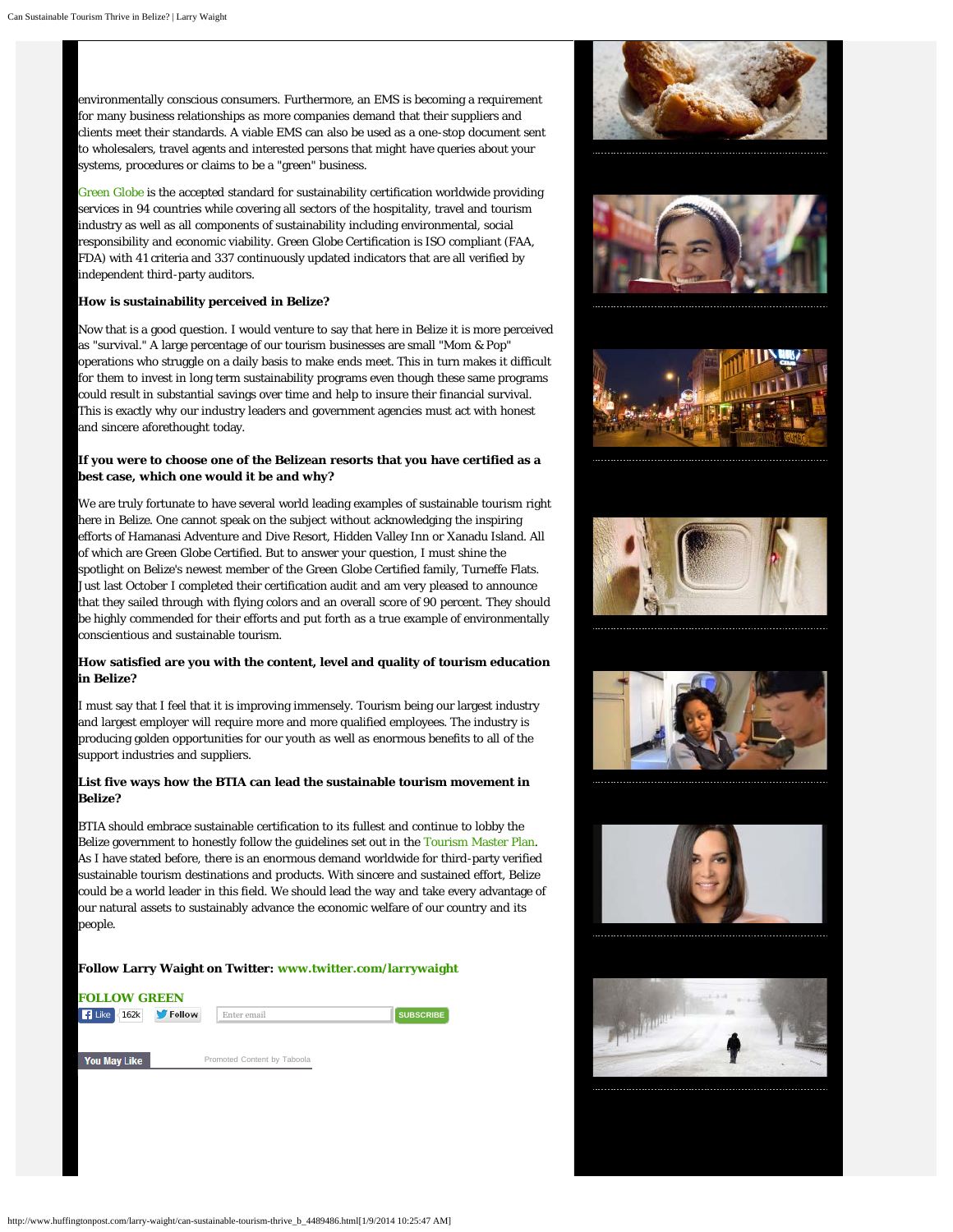environmentally conscious consumers. Furthermore, an EMS is becoming a requirement for many business relationships as more companies demand that their suppliers and clients meet their standards. A viable EMS can also be used as a one-stop document sent to wholesalers, travel agents and interested persons that might have queries about your systems, procedures or claims to be a "green" business.

Green Globe is the accepted standard for sustainability certification worldwide providing services in 94 countries while covering all sectors of the hospitality, travel and tourism industry as well as all components of sustainability including environmental, social responsibility and economic viability. Green Globe Certification is ISO compliant (FAA, FDA) with 41 criteria and 337 continuously updated indicators that are all verified by independent third-party auditors.

**How is sustainability perceived in Belize?**

Now that is a good question. I would venture to say that here in Belize it is more perceived as "survival." A large percentage of our tourism businesses are small "Mom & Pop" operations who struggle on a daily basis to make ends meet. This in turn makes it difficult for them to invest in long term sustainability programs even though these same programs could result in substantial savings over time and help to insure their financial survival. This is exactly why our industry leaders and government agencies must act with honest and sincere aforethought today.

**If you were to choose one of the Belizean resorts that you have certified as a best case, which one would it be and why?**

We are truly fortunate to have several world leading examples of sustainable tourism right here in Belize. One cannot speak on the subject without acknowledging the inspiring efforts of Hamanasi Adventure and Dive Resort, Hidden Valley Inn or Xanadu Island. All of which are Green Globe Certified. But to answer your question, I must shine the spotlight on Belize's newest member of the Green Globe Certified family, Turneffe Flats. Just last October I completed their certification audit and am very pleased to announce that they sailed through with flying colors and an overall score of 90 percent. They should be highly commended for their efforts and put forth as a true example of environmentally conscientious and sustainable tourism.

**How satisfied are you with the content, level and quality of tourism education in Belize?**

I must say that I feel that it is improving immensely. Tourism being our largest industry and largest employer will require more and more qualified employees. The industry is producing golden opportunities for our youth as well as enormous benefits to all of the support industries and suppliers.

**List five ways how the BTIA can lead the sustainable tourism movement in Belize?**

BTIA should embrace sustainable certification to its fullest and continue to lobby the Belize government to honestly follow the guidelines set out in the Tourism Master Plan. As I have stated before, there is an enormous demand worldwide for third-party verified sustainable tourism destinations and products. With sincere and sustained effort, Belize could be a world leader in this field. We should lead the way and take every advantage of our natural assets to sustainably advance the economic welfare of our country and its people.

**Follow Larry Waight on Twitter: www.twitter.com/larrywaight**

**FOLLOW GREEN**

Like 162k Follow Enter email SUBSCRIBE

You May Like Promoted Content by Taboola